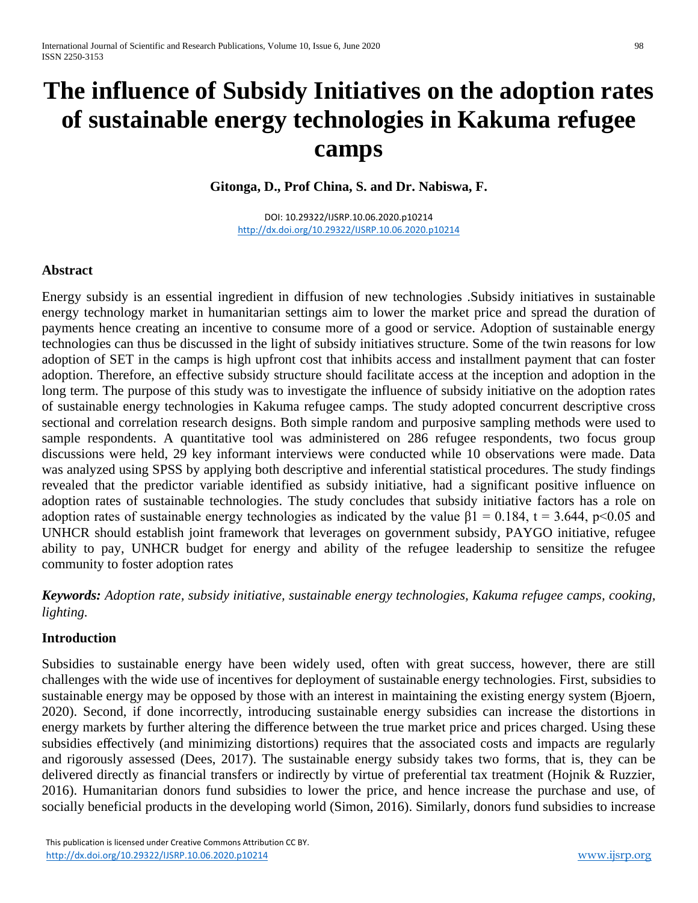# The influence of Subsidy Initiatives on the adoption rates of sustainable energy technologies in Kakuma refugee camps

**Gitonga, D., Prof China, S. and Dr. Nabiswa, F.**

DOI: 10.29322/IJSRP.10.06.2020.p10214
http://dx.doi.org/10.29322/IJSRP.10.06.2020.p10214

## Abstract

Energy subsidy is an essential ingredient in diffusion of new technologies .Subsidy initiatives in sustainable energy technology market in humanitarian settings aim to lower the market price and spread the duration of payments hence creating an incentive to consume more of a good or service. Adoption of sustainable energy technologies can thus be discussed in the light of subsidy initiatives structure. Some of the twin reasons for low adoption of SET in the camps is high upfront cost that inhibits access and installment payment that can foster adoption. Therefore, an effective subsidy structure should facilitate access at the inception and adoption in the long term. The purpose of this study was to investigate the influence of subsidy initiative on the adoption rates of sustainable energy technologies in Kakuma refugee camps. The study adopted concurrent descriptive cross sectional and correlation research designs. Both simple random and purposive sampling methods were used to sample respondents. A quantitative tool was administered on 286 refugee respondents, two focus group discussions were held, 29 key informant interviews were conducted while 10 observations were made. Data was analyzed using SPSS by applying both descriptive and inferential statistical procedures. The study findings revealed that the predictor variable identified as subsidy initiative, had a significant positive influence on adoption rates of sustainable technologies. The study concludes that subsidy initiative factors has a role on adoption rates of sustainable energy technologies as indicated by the value $\beta1 = 0.184$, $t = 3.644$, $p<0.05$ and UNHCR should establish joint framework that leverages on government subsidy, PAYGO initiative, refugee ability to pay, UNHCR budget for energy and ability of the refugee leadership to sensitize the refugee community to foster adoption rates

***Keywords:*** *Adoption rate, subsidy initiative, sustainable energy technologies, Kakuma refugee camps, cooking, lighting.*

## Introduction

Subsidies to sustainable energy have been widely used, often with great success, however, there are still challenges with the wide use of incentives for deployment of sustainable energy technologies. First, subsidies to sustainable energy may be opposed by those with an interest in maintaining the existing energy system (Bjoern, 2020). Second, if done incorrectly, introducing sustainable energy subsidies can increase the distortions in energy markets by further altering the difference between the true market price and prices charged. Using these subsidies effectively (and minimizing distortions) requires that the associated costs and impacts are regularly and rigorously assessed (Dees, 2017). The sustainable energy subsidy takes two forms, that is, they can be delivered directly as financial transfers or indirectly by virtue of preferential tax treatment (Hojnik & Ruzzier, 2016). Humanitarian donors fund subsidies to lower the price, and hence increase the purchase and use, of socially beneficial products in the developing world (Simon, 2016). Similarly, donors fund subsidies to increase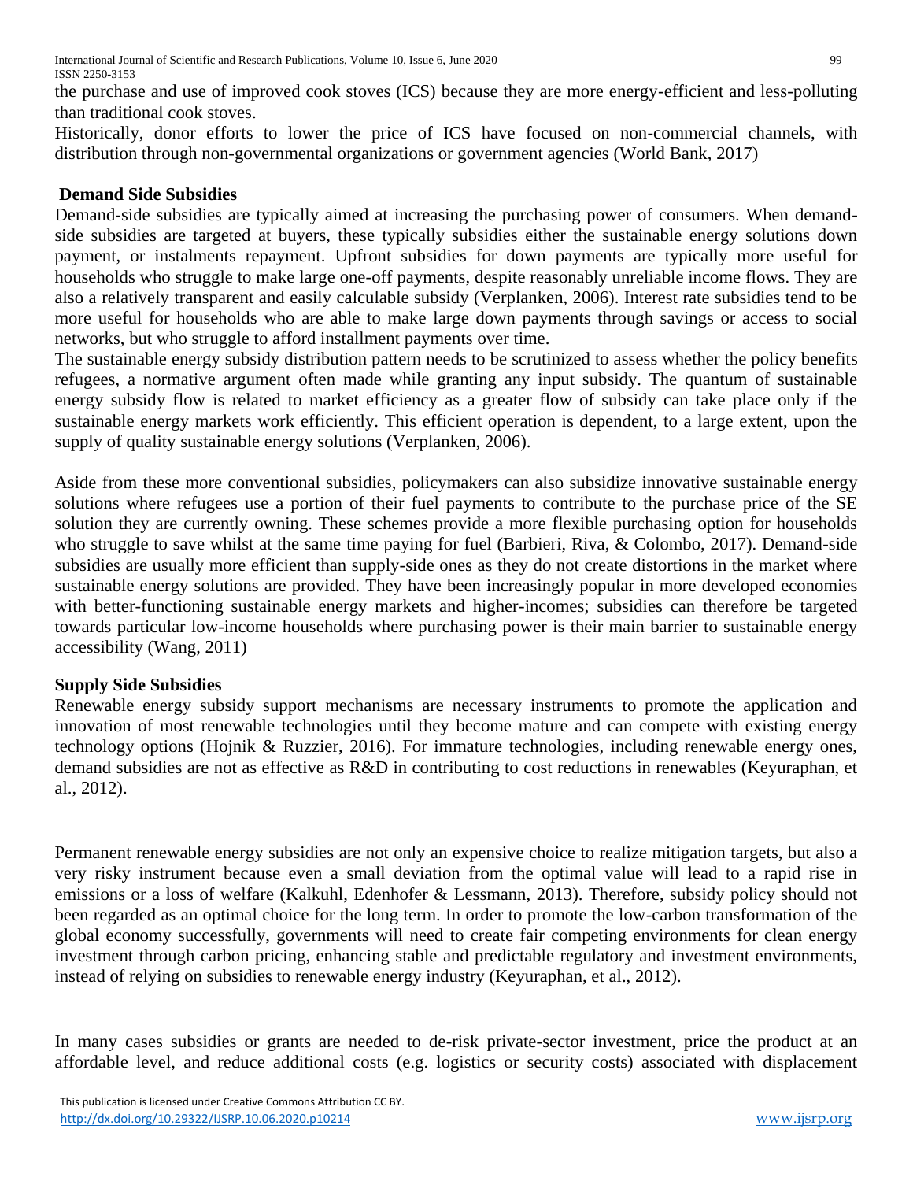the purchase and use of improved cook stoves (ICS) because they are more energy-efficient and less-polluting than traditional cook stoves.

Historically, donor efforts to lower the price of ICS have focused on non-commercial channels, with distribution through non-governmental organizations or government agencies (World Bank, 2017)

### Demand Side Subsidies

Demand-side subsidies are typically aimed at increasing the purchasing power of consumers. When demand-side subsidies are targeted at buyers, these typically subsidies either the sustainable energy solutions down payment, or instalments repayment. Upfront subsidies for down payments are typically more useful for households who struggle to make large one-off payments, despite reasonably unreliable income flows. They are also a relatively transparent and easily calculable subsidy (Verplanken, 2006). Interest rate subsidies tend to be more useful for households who are able to make large down payments through savings or access to social networks, but who struggle to afford installment payments over time.

The sustainable energy subsidy distribution pattern needs to be scrutinized to assess whether the policy benefits refugees, a normative argument often made while granting any input subsidy. The quantum of sustainable energy subsidy flow is related to market efficiency as a greater flow of subsidy can take place only if the sustainable energy markets work efficiently. This efficient operation is dependent, to a large extent, upon the supply of quality sustainable energy solutions (Verplanken, 2006).

Aside from these more conventional subsidies, policymakers can also subsidize innovative sustainable energy solutions where refugees use a portion of their fuel payments to contribute to the purchase price of the SE solution they are currently owning. These schemes provide a more flexible purchasing option for households who struggle to save whilst at the same time paying for fuel (Barbieri, Riva, & Colombo, 2017). Demand-side subsidies are usually more efficient than supply-side ones as they do not create distortions in the market where sustainable energy solutions are provided. They have been increasingly popular in more developed economies with better-functioning sustainable energy markets and higher-incomes; subsidies can therefore be targeted towards particular low-income households where purchasing power is their main barrier to sustainable energy accessibility (Wang, 2011)

### Supply Side Subsidies

Renewable energy subsidy support mechanisms are necessary instruments to promote the application and innovation of most renewable technologies until they become mature and can compete with existing energy technology options (Hojnik & Ruzzier, 2016). For immature technologies, including renewable energy ones, demand subsidies are not as effective as R&D in contributing to cost reductions in renewables (Keyuraphan, et al., 2012).

Permanent renewable energy subsidies are not only an expensive choice to realize mitigation targets, but also a very risky instrument because even a small deviation from the optimal value will lead to a rapid rise in emissions or a loss of welfare (Kalkuhl, Edenhofer & Lessmann, 2013). Therefore, subsidy policy should not been regarded as an optimal choice for the long term. In order to promote the low-carbon transformation of the global economy successfully, governments will need to create fair competing environments for clean energy investment through carbon pricing, enhancing stable and predictable regulatory and investment environments, instead of relying on subsidies to renewable energy industry (Keyuraphan, et al., 2012).

In many cases subsidies or grants are needed to de-risk private-sector investment, price the product at an affordable level, and reduce additional costs (e.g. logistics or security costs) associated with displacement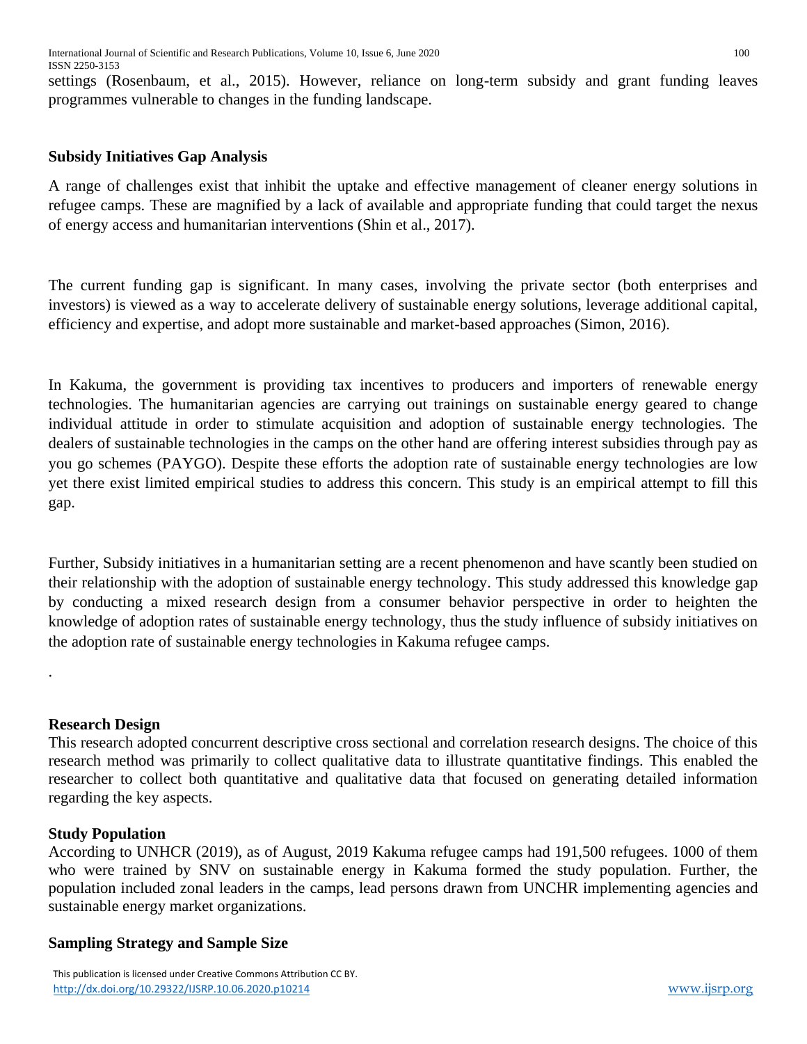settings (Rosenbaum, et al., 2015). However, reliance on long-term subsidy and grant funding leaves programmes vulnerable to changes in the funding landscape.

**Subsidy Initiatives Gap Analysis**

A range of challenges exist that inhibit the uptake and effective management of cleaner energy solutions in refugee camps. These are magnified by a lack of available and appropriate funding that could target the nexus of energy access and humanitarian interventions (Shin et al., 2017).

The current funding gap is significant. In many cases, involving the private sector (both enterprises and investors) is viewed as a way to accelerate delivery of sustainable energy solutions, leverage additional capital, efficiency and expertise, and adopt more sustainable and market-based approaches (Simon, 2016).

In Kakuma, the government is providing tax incentives to producers and importers of renewable energy technologies. The humanitarian agencies are carrying out trainings on sustainable energy geared to change individual attitude in order to stimulate acquisition and adoption of sustainable energy technologies. The dealers of sustainable technologies in the camps on the other hand are offering interest subsidies through pay as you go schemes (PAYGO). Despite these efforts the adoption rate of sustainable energy technologies are low yet there exist limited empirical studies to address this concern. This study is an empirical attempt to fill this gap.

Further, Subsidy initiatives in a humanitarian setting are a recent phenomenon and have scantly been studied on their relationship with the adoption of sustainable energy technology. This study addressed this knowledge gap by conducting a mixed research design from a consumer behavior perspective in order to heighten the knowledge of adoption rates of sustainable energy technology, thus the study influence of subsidy initiatives on the adoption rate of sustainable energy technologies in Kakuma refugee camps.

.

**Research Design**

This research adopted concurrent descriptive cross sectional and correlation research designs. The choice of this research method was primarily to collect qualitative data to illustrate quantitative findings. This enabled the researcher to collect both quantitative and qualitative data that focused on generating detailed information regarding the key aspects.

**Study Population**

According to UNHCR (2019), as of August, 2019 Kakuma refugee camps had 191,500 refugees. 1000 of them who were trained by SNV on sustainable energy in Kakuma formed the study population. Further, the population included zonal leaders in the camps, lead persons drawn from UNCHR implementing agencies and sustainable energy market organizations.

**Sampling Strategy and Sample Size**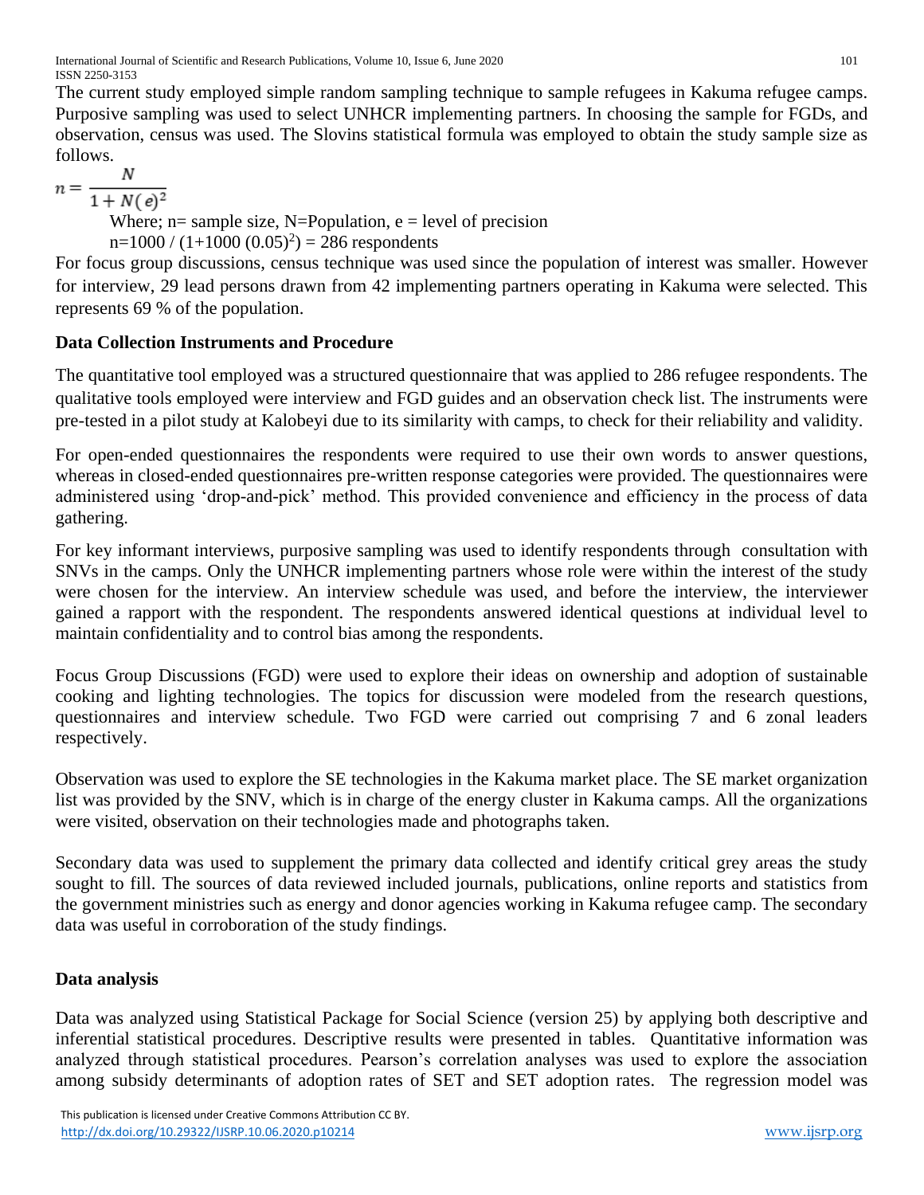The current study employed simple random sampling technique to sample refugees in Kakuma refugee camps. Purposive sampling was used to select UNHCR implementing partners. In choosing the sample for FGDs, and observation, census was used. The Slovins statistical formula was employed to obtain the study sample size as follows.

$$n = \frac{N}{1 + N(e)^2}$$

Where; n= sample size, N=Population, e = level of precision

$n=1000 / (1+1000\ (0.05)^2) = 286$ respondents

For focus group discussions, census technique was used since the population of interest was smaller. However for interview, 29 lead persons drawn from 42 implementing partners operating in Kakuma were selected. This represents 69 % of the population.

**Data Collection Instruments and Procedure**

The quantitative tool employed was a structured questionnaire that was applied to 286 refugee respondents. The qualitative tools employed were interview and FGD guides and an observation check list. The instruments were pre-tested in a pilot study at Kalobeyi due to its similarity with camps, to check for their reliability and validity.

For open-ended questionnaires the respondents were required to use their own words to answer questions, whereas in closed-ended questionnaires pre-written response categories were provided. The questionnaires were administered using 'drop-and-pick' method. This provided convenience and efficiency in the process of data gathering.

For key informant interviews, purposive sampling was used to identify respondents through consultation with SNVs in the camps. Only the UNHCR implementing partners whose role were within the interest of the study were chosen for the interview. An interview schedule was used, and before the interview, the interviewer gained a rapport with the respondent. The respondents answered identical questions at individual level to maintain confidentiality and to control bias among the respondents.

Focus Group Discussions (FGD) were used to explore their ideas on ownership and adoption of sustainable cooking and lighting technologies. The topics for discussion were modeled from the research questions, questionnaires and interview schedule. Two FGD were carried out comprising 7 and 6 zonal leaders respectively.

Observation was used to explore the SE technologies in the Kakuma market place. The SE market organization list was provided by the SNV, which is in charge of the energy cluster in Kakuma camps. All the organizations were visited, observation on their technologies made and photographs taken.

Secondary data was used to supplement the primary data collected and identify critical grey areas the study sought to fill. The sources of data reviewed included journals, publications, online reports and statistics from the government ministries such as energy and donor agencies working in Kakuma refugee camp. The secondary data was useful in corroboration of the study findings.

**Data analysis**

Data was analyzed using Statistical Package for Social Science (version 25) by applying both descriptive and inferential statistical procedures. Descriptive results were presented in tables. Quantitative information was analyzed through statistical procedures. Pearson's correlation analyses was used to explore the association among subsidy determinants of adoption rates of SET and SET adoption rates. The regression model was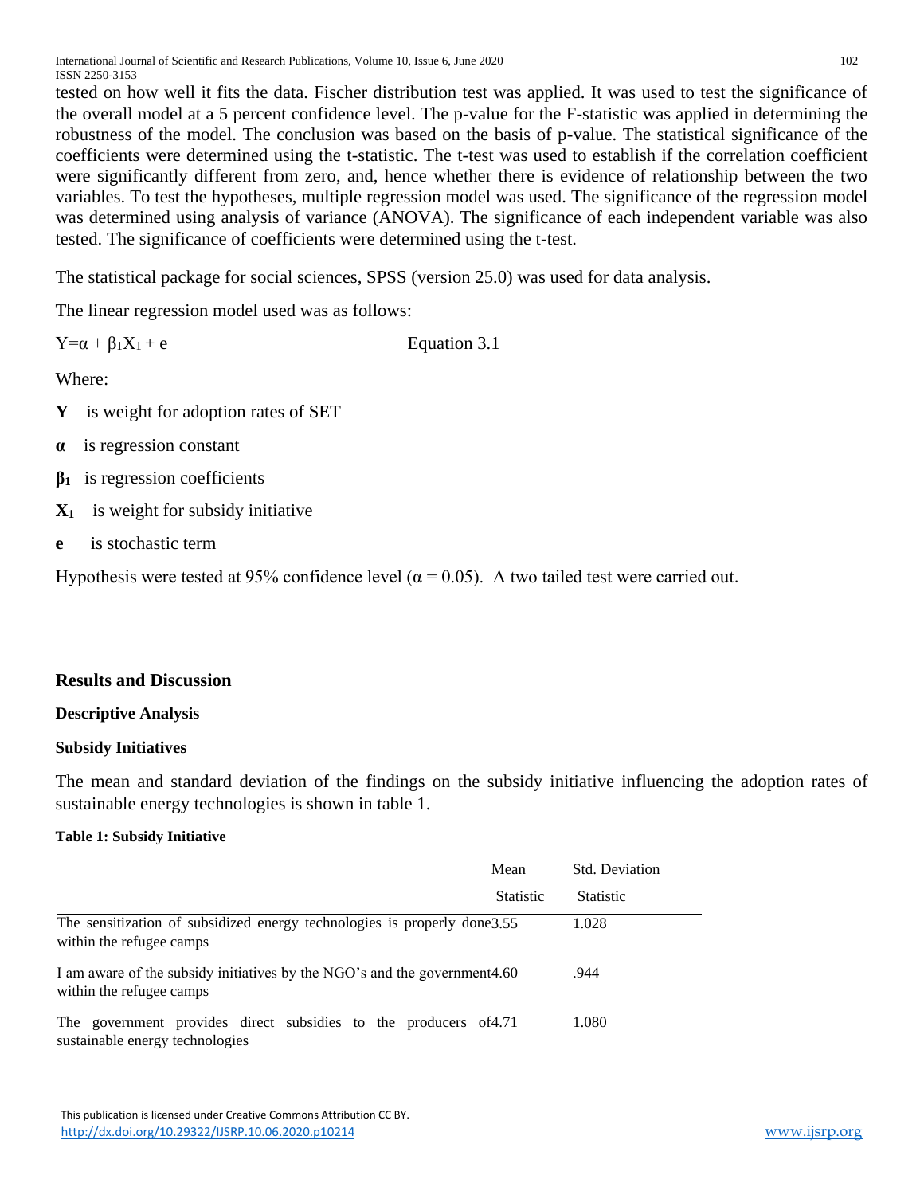tested on how well it fits the data. Fischer distribution test was applied. It was used to test the significance of the overall model at a 5 percent confidence level. The p-value for the F-statistic was applied in determining the robustness of the model. The conclusion was based on the basis of p-value. The statistical significance of the coefficients were determined using the t-statistic. The t-test was used to establish if the correlation coefficient were significantly different from zero, and, hence whether there is evidence of relationship between the two variables. To test the hypotheses, multiple regression model was used. The significance of the regression model was determined using analysis of variance (ANOVA). The significance of each independent variable was also tested. The significance of coefficients were determined using the t-test.

The statistical package for social sciences, SPSS (version 25.0) was used for data analysis.

The linear regression model used was as follows:

$$Y=\alpha + \beta_1 X_1 + e \qquad \text{Equation 3.1}$$

Where:

**Y** is weight for adoption rates of SET

**α** is regression constant

$\boldsymbol{\beta_1}$ is regression coefficients

$\mathbf{X_1}$ is weight for subsidy initiative

**e** is stochastic term

Hypothesis were tested at 95% confidence level ($\alpha = 0.05$). A two tailed test were carried out.

## Results and Discussion

### Descriptive Analysis

### Subsidy Initiatives

The mean and standard deviation of the findings on the subsidy initiative influencing the adoption rates of sustainable energy technologies is shown in table 1.

**Table 1: Subsidy Initiative**

| | Mean | Std. Deviation |
|---|---|---|
| | Statistic | Statistic |
| The sensitization of subsidized energy technologies is properly done within the refugee camps | 3.55 | 1.028 |
| I am aware of the subsidy initiatives by the NGO's and the government within the refugee camps | 4.60 | .944 |
| The government provides direct subsidies to the producers of sustainable energy technologies | 4.71 | 1.080 |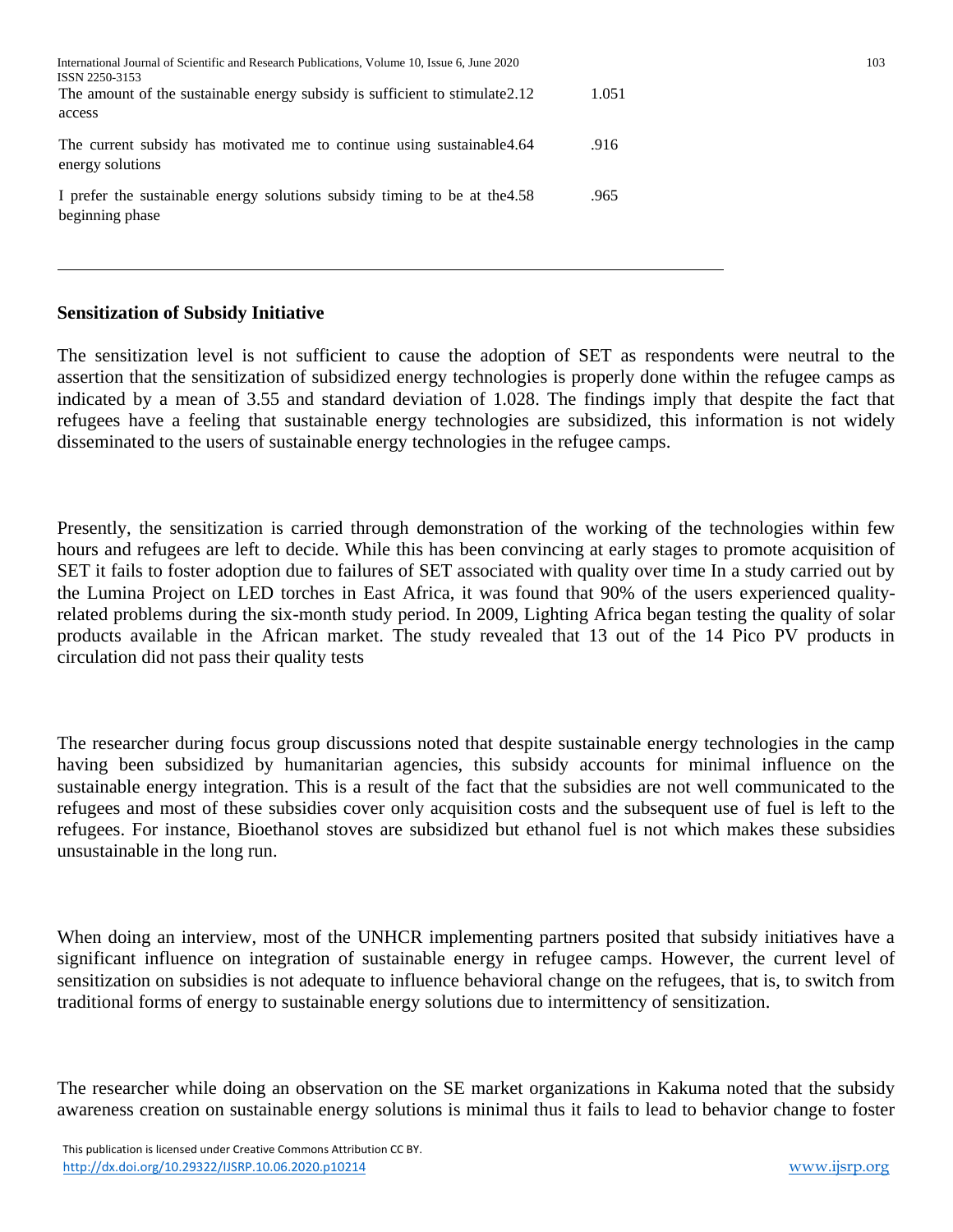| | | |
|---|---|---|
| The amount of the sustainable energy subsidy is sufficient to stimulate access | 2.12 | 1.051 |
| The current subsidy has motivated me to continue using sustainable energy solutions | 4.64 | .916 |
| I prefer the sustainable energy solutions subsidy timing to be at the beginning phase | 4.58 | .965 |

**Sensitization of Subsidy Initiative**

The sensitization level is not sufficient to cause the adoption of SET as respondents were neutral to the assertion that the sensitization of subsidized energy technologies is properly done within the refugee camps as indicated by a mean of 3.55 and standard deviation of 1.028. The findings imply that despite the fact that refugees have a feeling that sustainable energy technologies are subsidized, this information is not widely disseminated to the users of sustainable energy technologies in the refugee camps.

Presently, the sensitization is carried through demonstration of the working of the technologies within few hours and refugees are left to decide. While this has been convincing at early stages to promote acquisition of SET it fails to foster adoption due to failures of SET associated with quality over time In a study carried out by the Lumina Project on LED torches in East Africa, it was found that 90% of the users experienced quality-related problems during the six-month study period. In 2009, Lighting Africa began testing the quality of solar products available in the African market. The study revealed that 13 out of the 14 Pico PV products in circulation did not pass their quality tests

The researcher during focus group discussions noted that despite sustainable energy technologies in the camp having been subsidized by humanitarian agencies, this subsidy accounts for minimal influence on the sustainable energy integration. This is a result of the fact that the subsidies are not well communicated to the refugees and most of these subsidies cover only acquisition costs and the subsequent use of fuel is left to the refugees. For instance, Bioethanol stoves are subsidized but ethanol fuel is not which makes these subsidies unsustainable in the long run.

When doing an interview, most of the UNHCR implementing partners posited that subsidy initiatives have a significant influence on integration of sustainable energy in refugee camps. However, the current level of sensitization on subsidies is not adequate to influence behavioral change on the refugees, that is, to switch from traditional forms of energy to sustainable energy solutions due to intermittency of sensitization.

The researcher while doing an observation on the SE market organizations in Kakuma noted that the subsidy awareness creation on sustainable energy solutions is minimal thus it fails to lead to behavior change to foster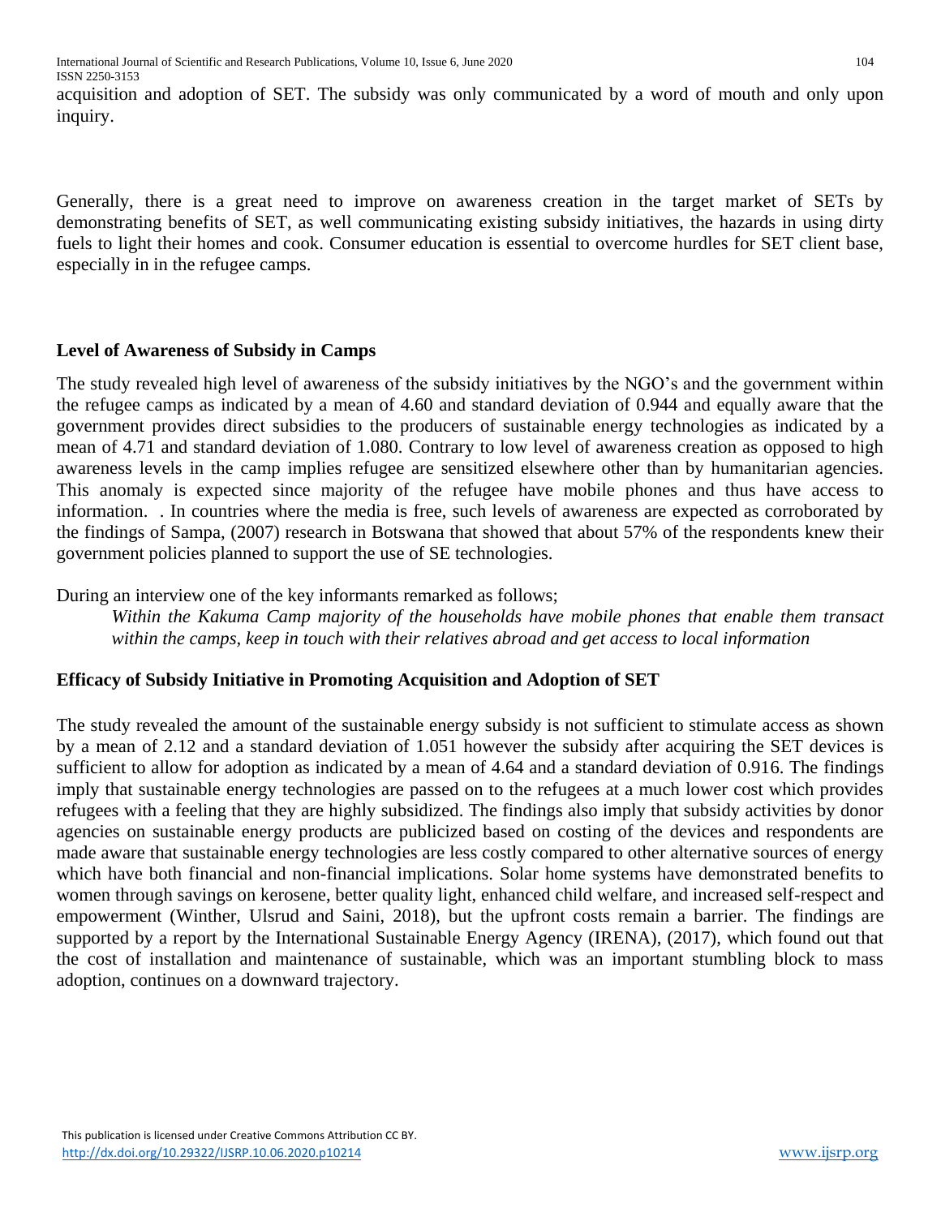acquisition and adoption of SET. The subsidy was only communicated by a word of mouth and only upon inquiry.

Generally, there is a great need to improve on awareness creation in the target market of SETs by demonstrating benefits of SET, as well communicating existing subsidy initiatives, the hazards in using dirty fuels to light their homes and cook. Consumer education is essential to overcome hurdles for SET client base, especially in in the refugee camps.

**Level of Awareness of Subsidy in Camps**

The study revealed high level of awareness of the subsidy initiatives by the NGO's and the government within the refugee camps as indicated by a mean of 4.60 and standard deviation of 0.944 and equally aware that the government provides direct subsidies to the producers of sustainable energy technologies as indicated by a mean of 4.71 and standard deviation of 1.080. Contrary to low level of awareness creation as opposed to high awareness levels in the camp implies refugee are sensitized elsewhere other than by humanitarian agencies. This anomaly is expected since majority of the refugee have mobile phones and thus have access to information. . In countries where the media is free, such levels of awareness are expected as corroborated by the findings of Sampa, (2007) research in Botswana that showed that about 57% of the respondents knew their government policies planned to support the use of SE technologies.

During an interview one of the key informants remarked as follows;

> *Within the Kakuma Camp majority of the households have mobile phones that enable them transact within the camps, keep in touch with their relatives abroad and get access to local information*

**Efficacy of Subsidy Initiative in Promoting Acquisition and Adoption of SET**

The study revealed the amount of the sustainable energy subsidy is not sufficient to stimulate access as shown by a mean of 2.12 and a standard deviation of 1.051 however the subsidy after acquiring the SET devices is sufficient to allow for adoption as indicated by a mean of 4.64 and a standard deviation of 0.916. The findings imply that sustainable energy technologies are passed on to the refugees at a much lower cost which provides refugees with a feeling that they are highly subsidized. The findings also imply that subsidy activities by donor agencies on sustainable energy products are publicized based on costing of the devices and respondents are made aware that sustainable energy technologies are less costly compared to other alternative sources of energy which have both financial and non-financial implications. Solar home systems have demonstrated benefits to women through savings on kerosene, better quality light, enhanced child welfare, and increased self-respect and empowerment (Winther, Ulsrud and Saini, 2018), but the upfront costs remain a barrier. The findings are supported by a report by the International Sustainable Energy Agency (IRENA), (2017), which found out that the cost of installation and maintenance of sustainable, which was an important stumbling block to mass adoption, continues on a downward trajectory.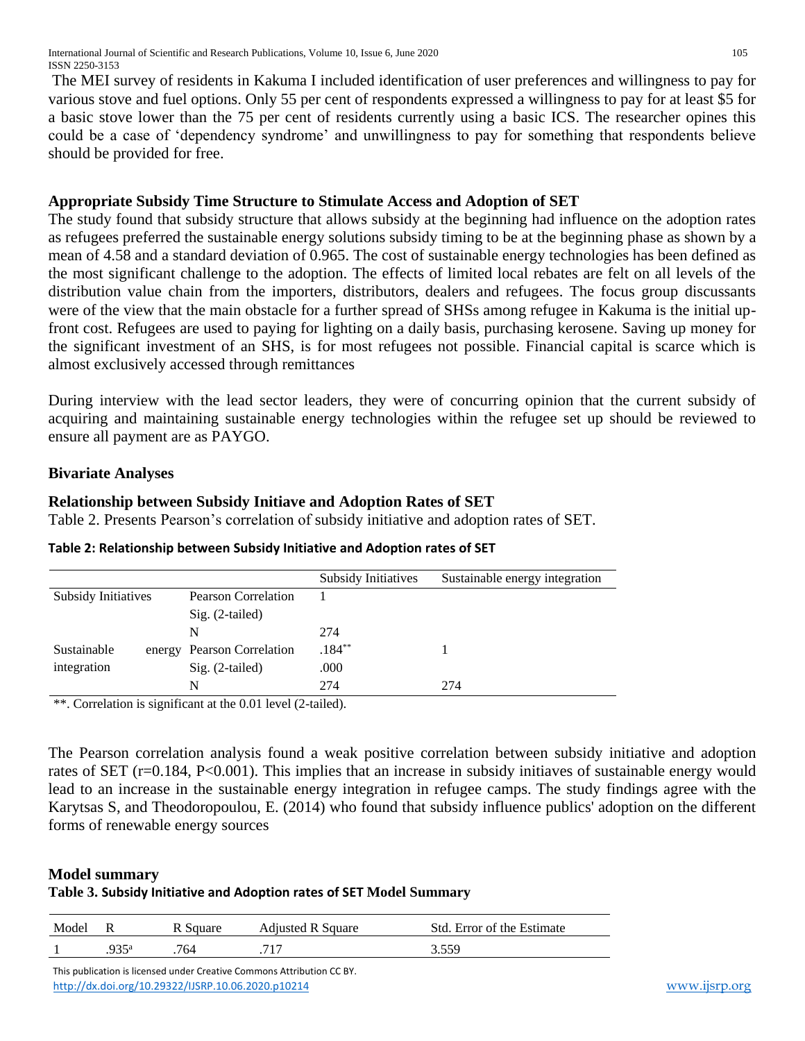The MEI survey of residents in Kakuma I included identification of user preferences and willingness to pay for various stove and fuel options. Only 55 per cent of respondents expressed a willingness to pay for at least $5 for a basic stove lower than the 75 per cent of residents currently using a basic ICS. The researcher opines this could be a case of 'dependency syndrome' and unwillingness to pay for something that respondents believe should be provided for free.

### Appropriate Subsidy Time Structure to Stimulate Access and Adoption of SET

The study found that subsidy structure that allows subsidy at the beginning had influence on the adoption rates as refugees preferred the sustainable energy solutions subsidy timing to be at the beginning phase as shown by a mean of 4.58 and a standard deviation of 0.965. The cost of sustainable energy technologies has been defined as the most significant challenge to the adoption. The effects of limited local rebates are felt on all levels of the distribution value chain from the importers, distributors, dealers and refugees. The focus group discussants were of the view that the main obstacle for a further spread of SHSs among refugee in Kakuma is the initial up-front cost. Refugees are used to paying for lighting on a daily basis, purchasing kerosene. Saving up money for the significant investment of an SHS, is for most refugees not possible. Financial capital is scarce which is almost exclusively accessed through remittances

During interview with the lead sector leaders, they were of concurring opinion that the current subsidy of acquiring and maintaining sustainable energy technologies within the refugee set up should be reviewed to ensure all payment are as PAYGO.

### Bivariate Analyses

### Relationship between Subsidy Initiave and Adoption Rates of SET

Table 2. Presents Pearson's correlation of subsidy initiative and adoption rates of SET.

**Table 2: Relationship between Subsidy Initiative and Adoption rates of SET**

| | | Subsidy Initiatives | Sustainable energy integration |
|---|---|---|---|
| Subsidy Initiatives | Pearson Correlation | 1 | |
| | Sig. (2-tailed) | | |
| | N | 274 | |
| Sustainable energy integration | Pearson Correlation | .184** | 1 |
| | Sig. (2-tailed) | .000 | |
| | N | 274 | 274 |

**. Correlation is significant at the 0.01 level (2-tailed).

The Pearson correlation analysis found a weak positive correlation between subsidy initiative and adoption rates of SET ($r=0.184$, $P<0.001$). This implies that an increase in subsidy initiaves of sustainable energy would lead to an increase in the sustainable energy integration in refugee camps. The study findings agree with the Karytsas S, and Theodoropoulou, E. (2014) who found that subsidy influence publics' adoption on the different forms of renewable energy sources

### Model summary

**Table 3. Subsidy Initiative and Adoption rates of SET Model Summary**

| Model | R | R Square | Adjusted R Square | Std. Error of the Estimate |
|---|---|---|---|---|
| 1 | .935[a] | .764 | .717 | 3.559 |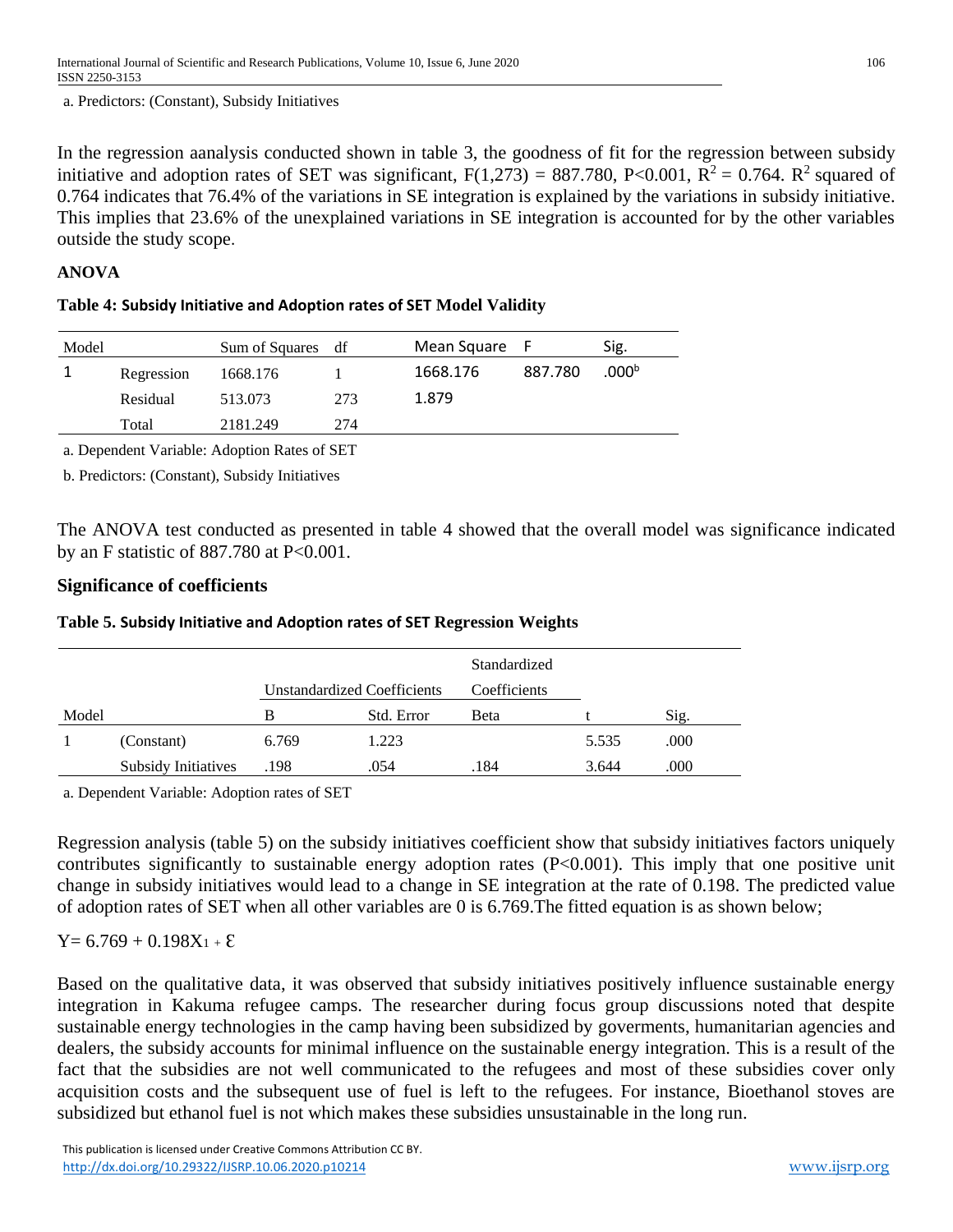a. Predictors: (Constant), Subsidy Initiatives

In the regression aanalysis conducted shown in table 3, the goodness of fit for the regression between subsidy initiative and adoption rates of SET was significant, $F(1,273) = 887.780$, $P<0.001$, $R^2 = 0.764$. $R^2$ squared of 0.764 indicates that 76.4% of the variations in SE integration is explained by the variations in subsidy initiative. This implies that 23.6% of the unexplained variations in SE integration is accounted for by the other variables outside the study scope.

**ANOVA**

**Table 4: Subsidy Initiative and Adoption rates of SET Model Validity**

| Model | | Sum of Squares | df | Mean Square | F | Sig. |
|---|---|---|---|---|---|---|
| 1 | Regression | 1668.176 | 1 | 1668.176 | 887.780 | .000[b] |
| | Residual | 513.073 | 273 | 1.879 | | |
| | Total | 2181.249 | 274 | | | |

a. Dependent Variable: Adoption Rates of SET

b. Predictors: (Constant), Subsidy Initiatives

The ANOVA test conducted as presented in table 4 showed that the overall model was significance indicated by an F statistic of 887.780 at $P<0.001$.

## Significance of coefficients

**Table 5. Subsidy Initiative and Adoption rates of SET Regression Weights**

| Model | | Unstandardized Coefficients | | Standardized Coefficients | | |
|---|---|---|---|---|---|---|
| | | B | Std. Error | Beta | t | Sig. |
| 1 | (Constant) | 6.769 | 1.223 | | 5.535 | .000 |
| | Subsidy Initiatives | .198 | .054 | .184 | 3.644 | .000 |

a. Dependent Variable: Adoption rates of SET

Regression analysis (table 5) on the subsidy initiatives coefficient show that subsidy initiatives factors uniquely contributes significantly to sustainable energy adoption rates ($P<0.001$). This imply that one positive unit change in subsidy initiatives would lead to a change in SE integration at the rate of 0.198. The predicted value of adoption rates of SET when all other variables are 0 is 6.769.The fitted equation is as shown below;

$$Y= 6.769 + 0.198X_1 + \varepsilon$$

Based on the qualitative data, it was observed that subsidy initiatives positively influence sustainable energy integration in Kakuma refugee camps. The researcher during focus group discussions noted that despite sustainable energy technologies in the camp having been subsidized by goverments, humanitarian agencies and dealers, the subsidy accounts for minimal influence on the sustainable energy integration. This is a result of the fact that the subsidies are not well communicated to the refugees and most of these subsidies cover only acquisition costs and the subsequent use of fuel is left to the refugees. For instance, Bioethanol stoves are subsidized but ethanol fuel is not which makes these subsidies unsustainable in the long run.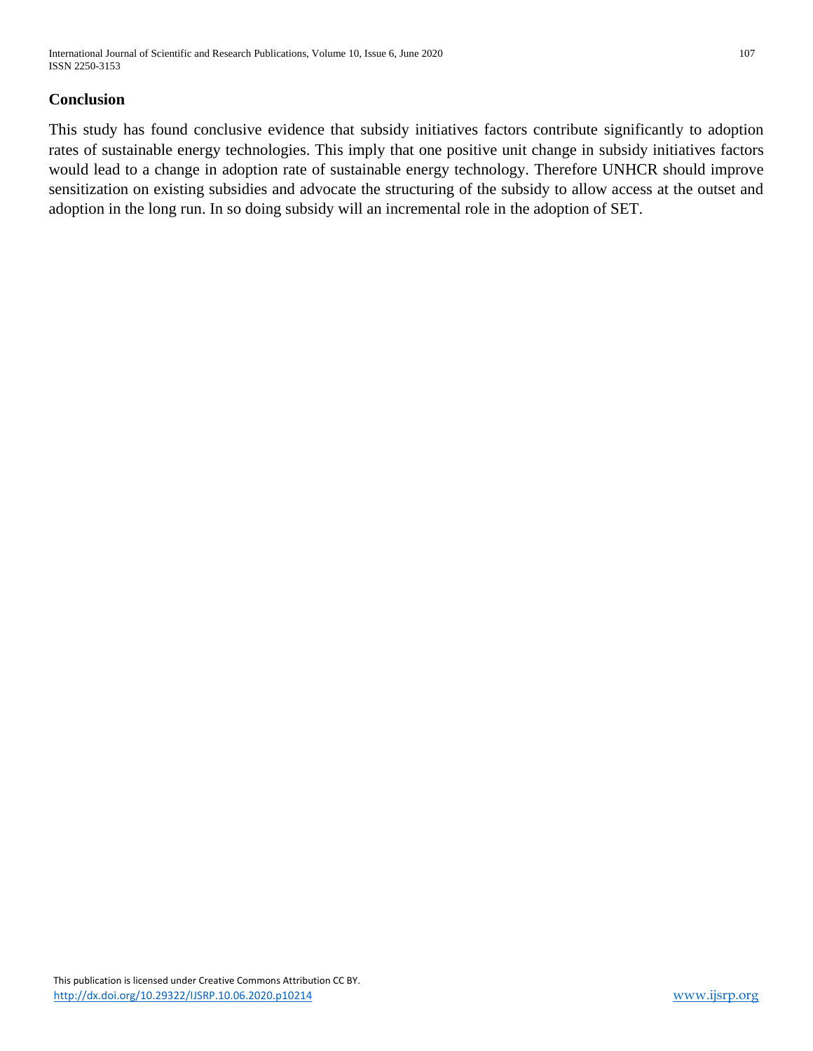## Conclusion

This study has found conclusive evidence that subsidy initiatives factors contribute significantly to adoption rates of sustainable energy technologies. This imply that one positive unit change in subsidy initiatives factors would lead to a change in adoption rate of sustainable energy technology. Therefore UNHCR should improve sensitization on existing subsidies and advocate the structuring of the subsidy to allow access at the outset and adoption in the long run. In so doing subsidy will an incremental role in the adoption of SET.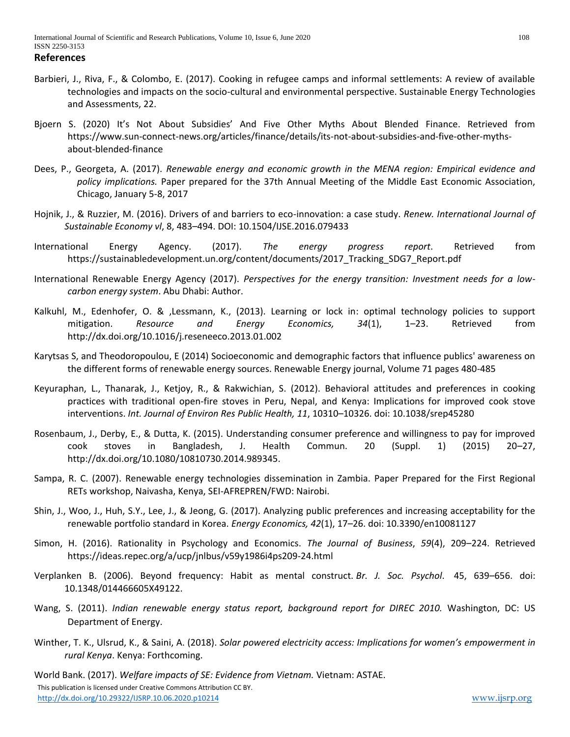## References

Barbieri, J., Riva, F., & Colombo, E. (2017). Cooking in refugee camps and informal settlements: A review of available technologies and impacts on the socio-cultural and environmental perspective. Sustainable Energy Technologies and Assessments, 22.

Bjoern S. (2020) It's Not About Subsidies' And Five Other Myths About Blended Finance. Retrieved from https://www.sun-connect-news.org/articles/finance/details/its-not-about-subsidies-and-five-other-myths-about-blended-finance

Dees, P., Georgeta, A. (2017). *Renewable energy and economic growth in the MENA region: Empirical evidence and policy implications.* Paper prepared for the 37th Annual Meeting of the Middle East Economic Association, Chicago, January 5-8, 2017

Hojnik, J., & Ruzzier, M. (2016). Drivers of and barriers to eco-innovation: a case study. *Renew. International Journal of Sustainable Economy vl*, 8, 483–494. DOI: 10.1504/IJSE.2016.079433

International Energy Agency. (2017). *The energy progress report*. Retrieved from https://sustainabledevelopment.un.org/content/documents/2017_Tracking_SDG7_Report.pdf

International Renewable Energy Agency (2017). *Perspectives for the energy transition: Investment needs for a low-carbon energy system*. Abu Dhabi: Author.

Kalkuhl, M., Edenhofer, O. & ,Lessmann, K., (2013). Learning or lock in: optimal technology policies to support mitigation. *Resource and Energy Economics, 34*(1), 1–23. Retrieved from http://dx.doi.org/10.1016/j.reseneeco.2013.01.002

Karytsas S, and Theodoropoulou, E (2014) Socioeconomic and demographic factors that influence publics' awareness on the different forms of renewable energy sources. Renewable Energy journal, Volume 71 pages 480-485

Keyuraphan, L., Thanarak, J., Ketjoy, R., & Rakwichian, S. (2012). Behavioral attitudes and preferences in cooking practices with traditional open-fire stoves in Peru, Nepal, and Kenya: Implications for improved cook stove interventions. *Int. Journal of Environ Res Public Health, 11*, 10310–10326. doi: 10.1038/srep45280

Rosenbaum, J., Derby, E., & Dutta, K. (2015). Understanding consumer preference and willingness to pay for improved cook stoves in Bangladesh, J. Health Commun. 20 (Suppl. 1) (2015) 20–27, http://dx.doi.org/10.1080/10810730.2014.989345.

Sampa, R. C. (2007). Renewable energy technologies dissemination in Zambia. Paper Prepared for the First Regional RETs workshop, Naivasha, Kenya, SEI-AFREPREN/FWD: Nairobi.

Shin, J., Woo, J., Huh, S.Y., Lee, J., & Jeong, G. (2017). Analyzing public preferences and increasing acceptability for the renewable portfolio standard in Korea. *Energy Economics, 42*(1), 17–26. doi: 10.3390/en10081127

Simon, H. (2016). Rationality in Psychology and Economics. *The Journal of Business*, *59*(4), 209–224. Retrieved https://ideas.repec.org/a/ucp/jnlbus/v59y1986i4ps209-24.html

Verplanken B. (2006). Beyond frequency: Habit as mental construct. *Br. J. Soc. Psychol*. 45, 639–656. doi: 10.1348/014466605X49122.

Wang, S. (2011). *Indian renewable energy status report, background report for DIREC 2010.* Washington, DC: US Department of Energy.

Winther, T. K., Ulsrud, K., & Saini, A. (2018). *Solar powered electricity access: Implications for women's empowerment in rural Kenya*. Kenya: Forthcoming.

World Bank. (2017). *Welfare impacts of SE: Evidence from Vietnam.* Vietnam: ASTAE.